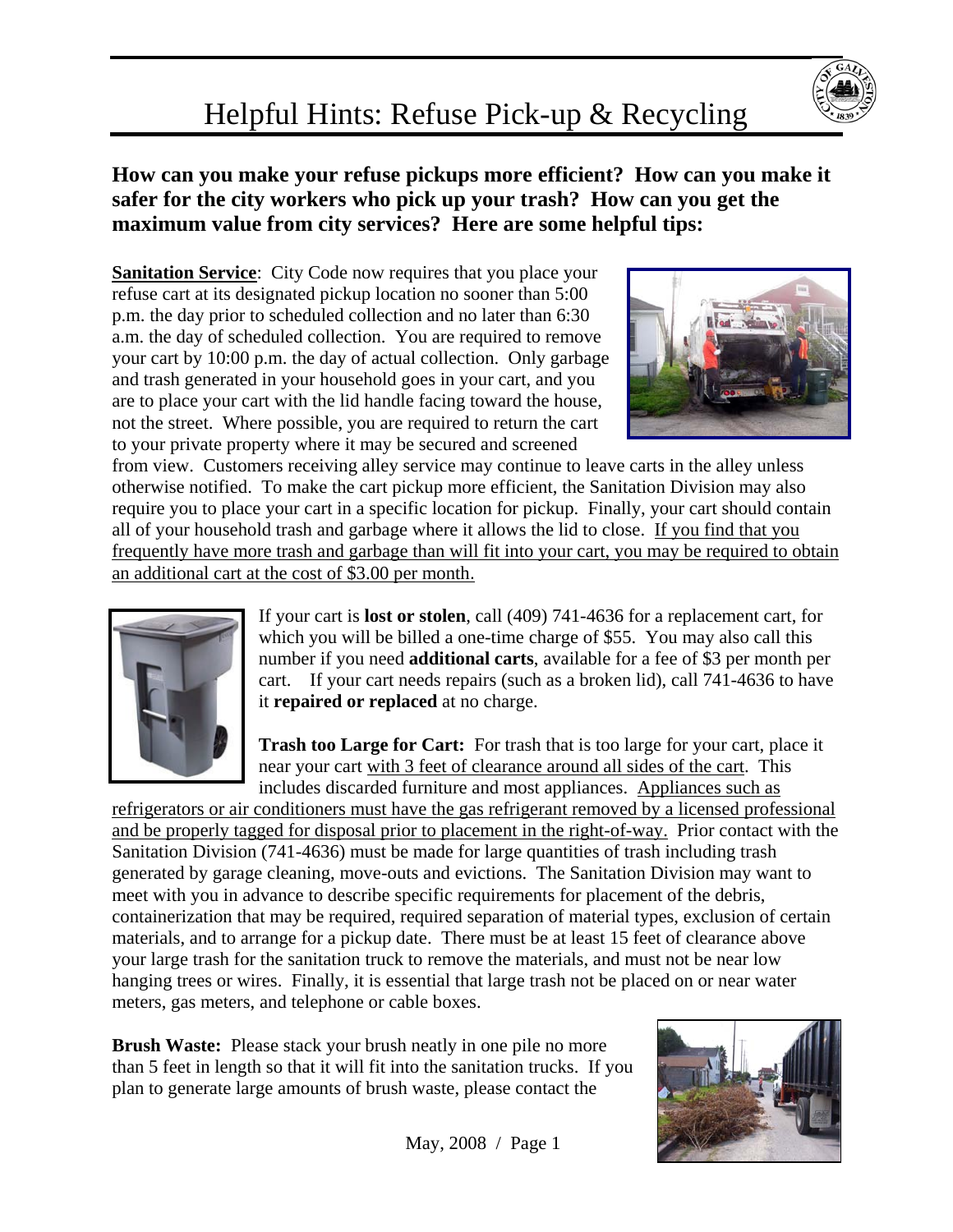# Helpful Hints: Refuse Pick-up & Recycling

**How can you make your refuse pickups more efficient? How can you make it safer for the city workers who pick up your trash? How can you get the maximum value from city services? Here are some helpful tips:**

**Sanitation Service**: City Code now requires that you place your refuse cart at its designated pickup location no sooner than 5:00 p.m. the day prior to scheduled collection and no later than 6:30 a.m. the day of scheduled collection. You are required to remove your cart by 10:00 p.m. the day of actual collection. Only garbage and trash generated in your household goes in your cart, and you are to place your cart with the lid handle facing toward the house, not the street. Where possible, you are required to return the cart to your private property where it may be secured and screened from view. Customers receiving alley service may continue to leave carts in the alley unless otherwise notified. To make the cart pickup more efficient, the Sanitation Division may also require you to place your cart in a specific location for pickup. Finally, your cart should contain all of your household trash and garbage where it allows the lid to close. If you find that you frequently have more trash and garbage than will fit into your cart, you may be required to obtain an additional cart at the cost of $3.00 per month.

If your cart is **lost or stolen**, call (409) 741-4636 for a replacement cart, for which you will be billed a one-time charge of $55. You may also call this number if you need **additional carts**, available for a fee of $3 per month per cart. If your cart needs repairs (such as a broken lid), call 741-4636 to have it **repaired or replaced** at no charge.

**Trash too Large for Cart:** For trash that is too large for your cart, place it near your cart with 3 feet of clearance around all sides of the cart. This includes discarded furniture and most appliances. Appliances such as refrigerators or air conditioners must have the gas refrigerant removed by a licensed professional and be properly tagged for disposal prior to placement in the right-of-way. Prior contact with the Sanitation Division (741-4636) must be made for large quantities of trash including trash generated by garage cleaning, move-outs and evictions. The Sanitation Division may want to meet with you in advance to describe specific requirements for placement of the debris, containerization that may be required, required separation of material types, exclusion of certain materials, and to arrange for a pickup date. There must be at least 15 feet of clearance above your large trash for the sanitation truck to remove the materials, and must not be near low hanging trees or wires. Finally, it is essential that large trash not be placed on or near water meters, gas meters, and telephone or cable boxes.

**Brush Waste:** Please stack your brush neatly in one pile no more than 5 feet in length so that it will fit into the sanitation trucks. If you plan to generate large amounts of brush waste, please contact the

May, 2008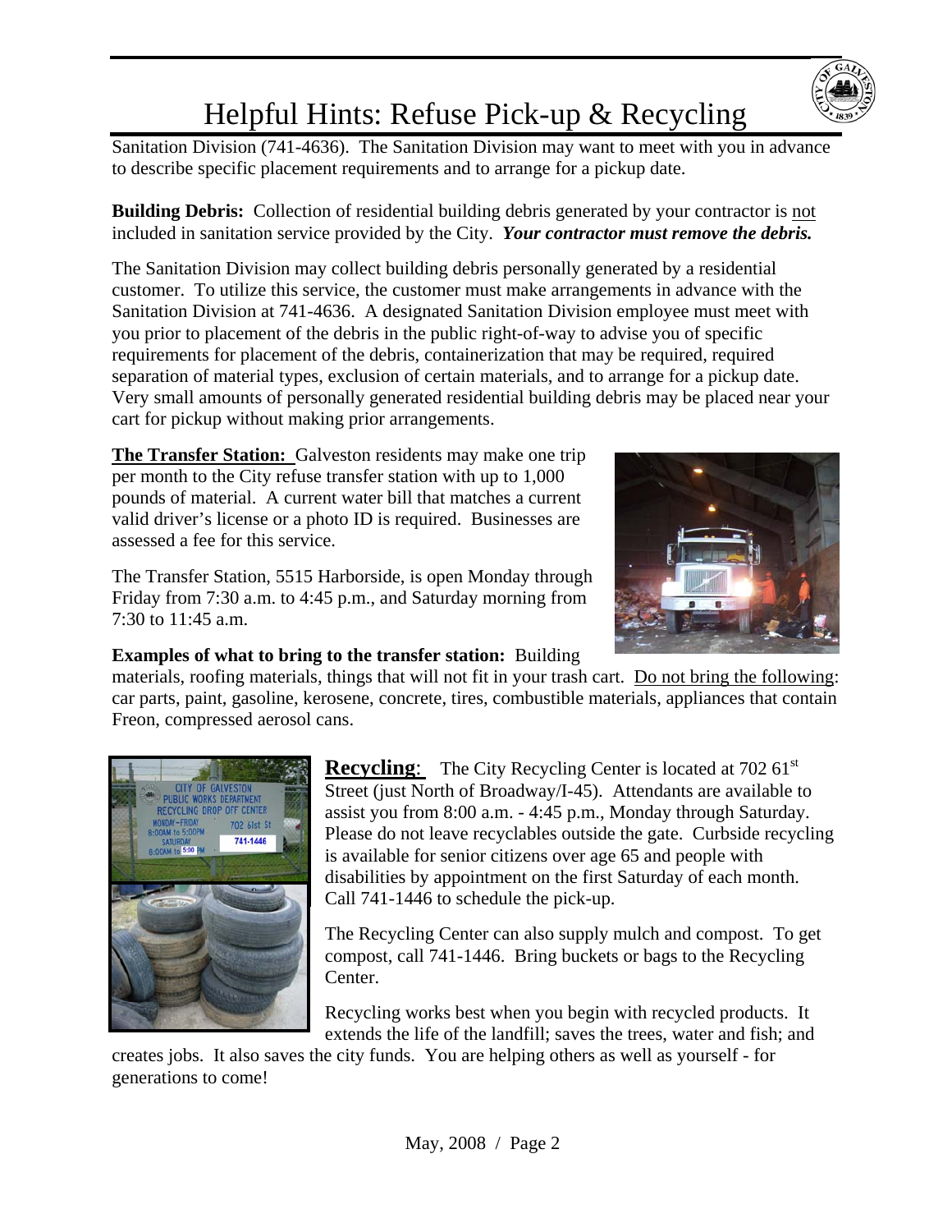# Helpful Hints: Refuse Pick-up & Recycling

Sanitation Division (741-4636). The Sanitation Division may want to meet with you in advance to describe specific placement requirements and to arrange for a pickup date.

**Building Debris:** Collection of residential building debris generated by your contractor is not included in sanitation service provided by the City. ***Your contractor must remove the debris.***

The Sanitation Division may collect building debris personally generated by a residential customer. To utilize this service, the customer must make arrangements in advance with the Sanitation Division at 741-4636. A designated Sanitation Division employee must meet with you prior to placement of the debris in the public right-of-way to advise you of specific requirements for placement of the debris, containerization that may be required, required separation of material types, exclusion of certain materials, and to arrange for a pickup date. Very small amounts of personally generated residential building debris may be placed near your cart for pickup without making prior arrangements.

**The Transfer Station:** Galveston residents may make one trip per month to the City refuse transfer station with up to 1,000 pounds of material. A current water bill that matches a current valid driver's license or a photo ID is required. Businesses are assessed a fee for this service.

The Transfer Station, 5515 Harborside, is open Monday through Friday from 7:30 a.m. to 4:45 p.m., and Saturday morning from 7:30 to 11:45 a.m.

**Examples of what to bring to the transfer station:** Building materials, roofing materials, things that will not fit in your trash cart. Do not bring the following: car parts, paint, gasoline, kerosene, concrete, tires, combustible materials, appliances that contain Freon, compressed aerosol cans.

**Recycling**: The City Recycling Center is located at 702 61st Street (just North of Broadway/I-45). Attendants are available to assist you from 8:00 a.m. - 4:45 p.m., Monday through Saturday. Please do not leave recyclables outside the gate. Curbside recycling is available for senior citizens over age 65 and people with disabilities by appointment on the first Saturday of each month. Call 741-1446 to schedule the pick-up.

The Recycling Center can also supply mulch and compost. To get compost, call 741-1446. Bring buckets or bags to the Recycling Center.

Recycling works best when you begin with recycled products. It extends the life of the landfill; saves the trees, water and fish; and creates jobs. It also saves the city funds. You are helping others as well as yourself - for generations to come!

May, 2008